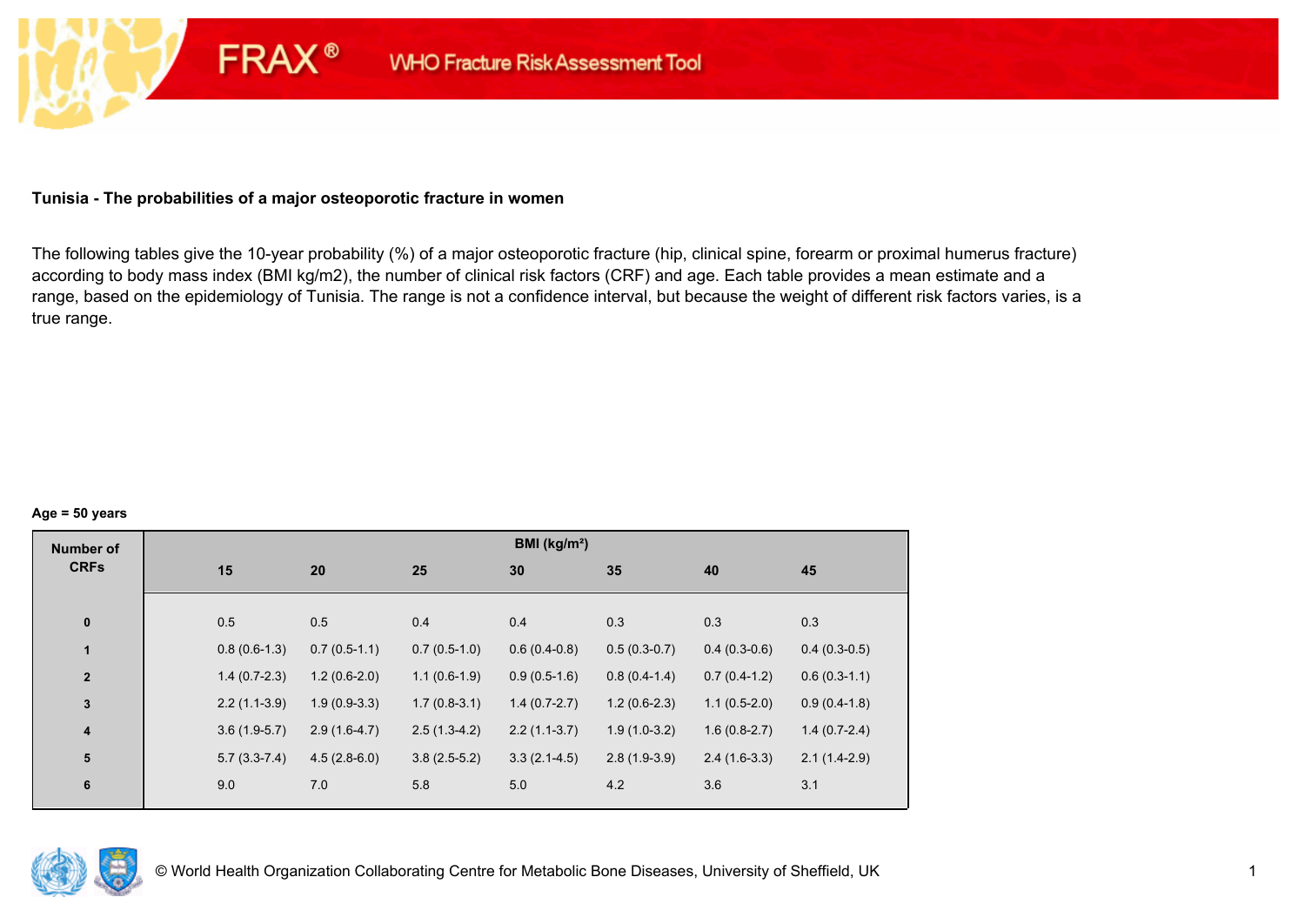FRAX® WHO Fracture Risk Assessment Tool

## Tunisia - The probabilities of a major osteoporotic fracture in women

The following tables give the 10-year probability (%) of a major osteoporotic fracture (hip, clinical spine, forearm or proximal humerus fracture) according to body mass index (BMI kg/m2), the number of clinical risk factors (CRF) and age. Each table provides a mean estimate and a range, based on the epidemiology of Tunisia. The range is not a confidence interval, but because the weight of different risk factors varies, is a true range.

**Age = 50 years**

| Number of CRFs | BMI (kg/m²) | | | | | | |
|---|---|---|---|---|---|---|---|
| | 15 | 20 | 25 | 30 | 35 | 40 | 45 |
| 0 | 0.5 | 0.5 | 0.4 | 0.4 | 0.3 | 0.3 | 0.3 |
| 1 | 0.8 (0.6-1.3) | 0.7 (0.5-1.1) | 0.7 (0.5-1.0) | 0.6 (0.4-0.8) | 0.5 (0.3-0.7) | 0.4 (0.3-0.6) | 0.4 (0.3-0.5) |
| 2 | 1.4 (0.7-2.3) | 1.2 (0.6-2.0) | 1.1 (0.6-1.9) | 0.9 (0.5-1.6) | 0.8 (0.4-1.4) | 0.7 (0.4-1.2) | 0.6 (0.3-1.1) |
| 3 | 2.2 (1.1-3.9) | 1.9 (0.9-3.3) | 1.7 (0.8-3.1) | 1.4 (0.7-2.7) | 1.2 (0.6-2.3) | 1.1 (0.5-2.0) | 0.9 (0.4-1.8) |
| 4 | 3.6 (1.9-5.7) | 2.9 (1.6-4.7) | 2.5 (1.3-4.2) | 2.2 (1.1-3.7) | 1.9 (1.0-3.2) | 1.6 (0.8-2.7) | 1.4 (0.7-2.4) |
| 5 | 5.7 (3.3-7.4) | 4.5 (2.8-6.0) | 3.8 (2.5-5.2) | 3.3 (2.1-4.5) | 2.8 (1.9-3.9) | 2.4 (1.6-3.3) | 2.1 (1.4-2.9) |
| 6 | 9.0 | 7.0 | 5.8 | 5.0 | 4.2 | 3.6 | 3.1 |

© World Health Organization Collaborating Centre for Metabolic Bone Diseases, University of Sheffield, UK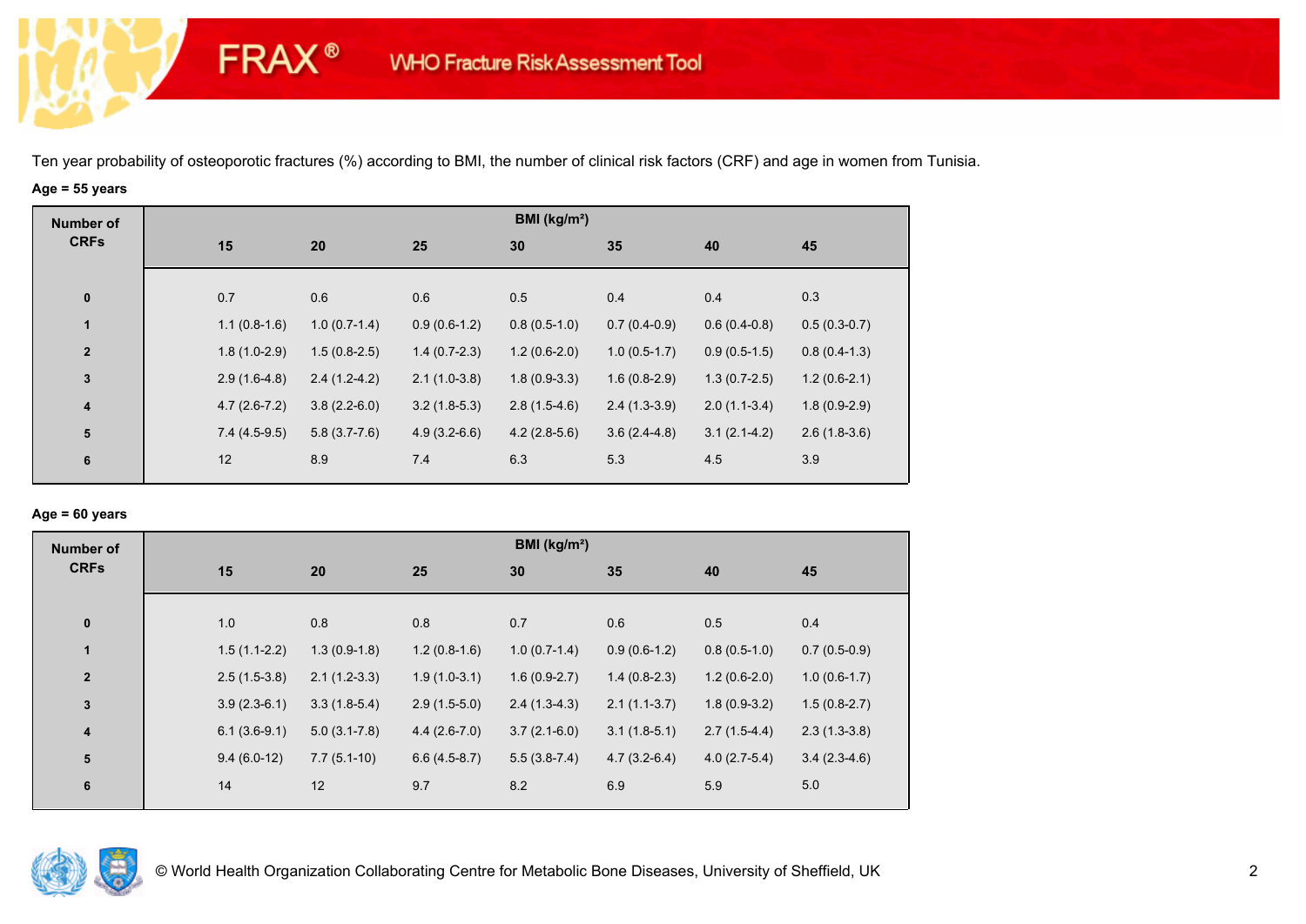Ten year probability of osteoporotic fractures (%) according to BMI, the number of clinical risk factors (CRF) and age in women from Tunisia.

**Age = 55 years**

| Number of CRFs | BMI (kg/m²) | | | | | | |
|---|---|---|---|---|---|---|---|
| | 15 | 20 | 25 | 30 | 35 | 40 | 45 |
| 0 | 0.7 | 0.6 | 0.6 | 0.5 | 0.4 | 0.4 | 0.3 |
| 1 | 1.1 (0.8-1.6) | 1.0 (0.7-1.4) | 0.9 (0.6-1.2) | 0.8 (0.5-1.0) | 0.7 (0.4-0.9) | 0.6 (0.4-0.8) | 0.5 (0.3-0.7) |
| 2 | 1.8 (1.0-2.9) | 1.5 (0.8-2.5) | 1.4 (0.7-2.3) | 1.2 (0.6-2.0) | 1.0 (0.5-1.7) | 0.9 (0.5-1.5) | 0.8 (0.4-1.3) |
| 3 | 2.9 (1.6-4.8) | 2.4 (1.2-4.2) | 2.1 (1.0-3.8) | 1.8 (0.9-3.3) | 1.6 (0.8-2.9) | 1.3 (0.7-2.5) | 1.2 (0.6-2.1) |
| 4 | 4.7 (2.6-7.2) | 3.8 (2.2-6.0) | 3.2 (1.8-5.3) | 2.8 (1.5-4.6) | 2.4 (1.3-3.9) | 2.0 (1.1-3.4) | 1.8 (0.9-2.9) |
| 5 | 7.4 (4.5-9.5) | 5.8 (3.7-7.6) | 4.9 (3.2-6.6) | 4.2 (2.8-5.6) | 3.6 (2.4-4.8) | 3.1 (2.1-4.2) | 2.6 (1.8-3.6) |
| 6 | 12 | 8.9 | 7.4 | 6.3 | 5.3 | 4.5 | 3.9 |

**Age = 60 years**

| Number of CRFs | BMI (kg/m²) | | | | | | |
|---|---|---|---|---|---|---|---|
| | 15 | 20 | 25 | 30 | 35 | 40 | 45 |
| 0 | 1.0 | 0.8 | 0.8 | 0.7 | 0.6 | 0.5 | 0.4 |
| 1 | 1.5 (1.1-2.2) | 1.3 (0.9-1.8) | 1.2 (0.8-1.6) | 1.0 (0.7-1.4) | 0.9 (0.6-1.2) | 0.8 (0.5-1.0) | 0.7 (0.5-0.9) |
| 2 | 2.5 (1.5-3.8) | 2.1 (1.2-3.3) | 1.9 (1.0-3.1) | 1.6 (0.9-2.7) | 1.4 (0.8-2.3) | 1.2 (0.6-2.0) | 1.0 (0.6-1.7) |
| 3 | 3.9 (2.3-6.1) | 3.3 (1.8-5.4) | 2.9 (1.5-5.0) | 2.4 (1.3-4.3) | 2.1 (1.1-3.7) | 1.8 (0.9-3.2) | 1.5 (0.8-2.7) |
| 4 | 6.1 (3.6-9.1) | 5.0 (3.1-7.8) | 4.4 (2.6-7.0) | 3.7 (2.1-6.0) | 3.1 (1.8-5.1) | 2.7 (1.5-4.4) | 2.3 (1.3-3.8) |
| 5 | 9.4 (6.0-12) | 7.7 (5.1-10) | 6.6 (4.5-8.7) | 5.5 (3.8-7.4) | 4.7 (3.2-6.4) | 4.0 (2.7-5.4) | 3.4 (2.3-4.6) |
| 6 | 14 | 12 | 9.7 | 8.2 | 6.9 | 5.9 | 5.0 |

© World Health Organization Collaborating Centre for Metabolic Bone Diseases, University of Sheffield, UK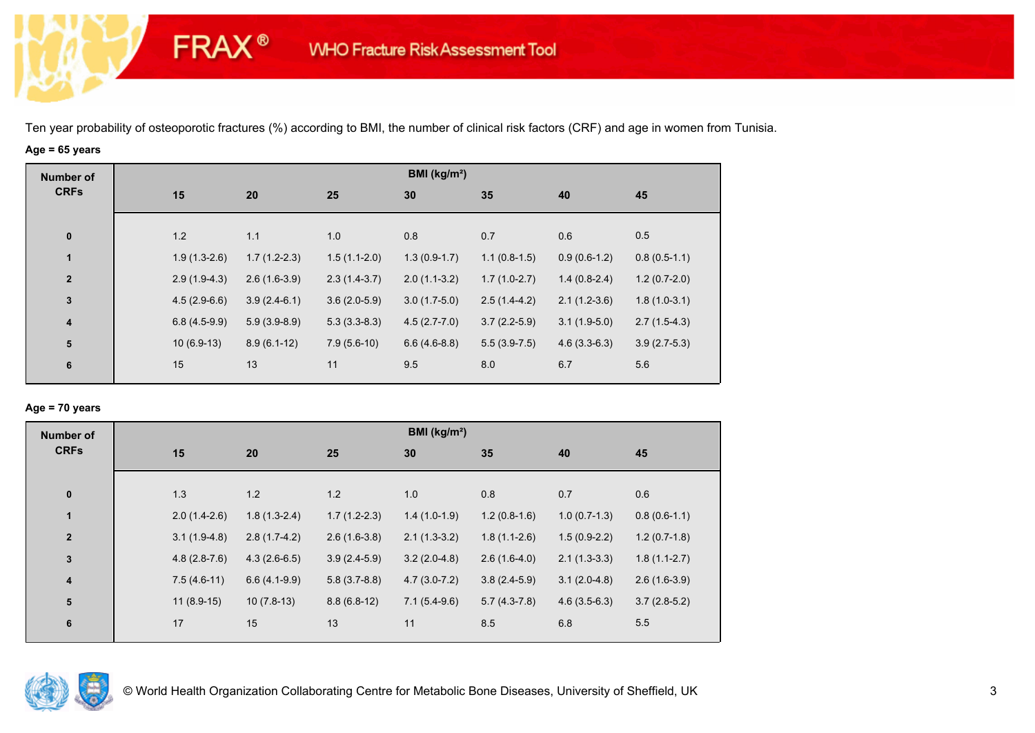Ten year probability of osteoporotic fractures (%) according to BMI, the number of clinical risk factors (CRF) and age in women from Tunisia.

**Age = 65 years**

| Number of CRFs | BMI (kg/m²) | | | | | | |
|---|---|---|---|---|---|---|---|
| | 15 | 20 | 25 | 30 | 35 | 40 | 45 |
| 0 | 1.2 | 1.1 | 1.0 | 0.8 | 0.7 | 0.6 | 0.5 |
| 1 | 1.9 (1.3-2.6) | 1.7 (1.2-2.3) | 1.5 (1.1-2.0) | 1.3 (0.9-1.7) | 1.1 (0.8-1.5) | 0.9 (0.6-1.2) | 0.8 (0.5-1.1) |
| 2 | 2.9 (1.9-4.3) | 2.6 (1.6-3.9) | 2.3 (1.4-3.7) | 2.0 (1.1-3.2) | 1.7 (1.0-2.7) | 1.4 (0.8-2.4) | 1.2 (0.7-2.0) |
| 3 | 4.5 (2.9-6.6) | 3.9 (2.4-6.1) | 3.6 (2.0-5.9) | 3.0 (1.7-5.0) | 2.5 (1.4-4.2) | 2.1 (1.2-3.6) | 1.8 (1.0-3.1) |
| 4 | 6.8 (4.5-9.9) | 5.9 (3.9-8.9) | 5.3 (3.3-8.3) | 4.5 (2.7-7.0) | 3.7 (2.2-5.9) | 3.1 (1.9-5.0) | 2.7 (1.5-4.3) |
| 5 | 10 (6.9-13) | 8.9 (6.1-12) | 7.9 (5.6-10) | 6.6 (4.6-8.8) | 5.5 (3.9-7.5) | 4.6 (3.3-6.3) | 3.9 (2.7-5.3) |
| 6 | 15 | 13 | 11 | 9.5 | 8.0 | 6.7 | 5.6 |

**Age = 70 years**

| Number of CRFs | BMI (kg/m²) | | | | | | |
|---|---|---|---|---|---|---|---|
| | 15 | 20 | 25 | 30 | 35 | 40 | 45 |
| 0 | 1.3 | 1.2 | 1.2 | 1.0 | 0.8 | 0.7 | 0.6 |
| 1 | 2.0 (1.4-2.6) | 1.8 (1.3-2.4) | 1.7 (1.2-2.3) | 1.4 (1.0-1.9) | 1.2 (0.8-1.6) | 1.0 (0.7-1.3) | 0.8 (0.6-1.1) |
| 2 | 3.1 (1.9-4.8) | 2.8 (1.7-4.2) | 2.6 (1.6-3.8) | 2.1 (1.3-3.2) | 1.8 (1.1-2.6) | 1.5 (0.9-2.2) | 1.2 (0.7-1.8) |
| 3 | 4.8 (2.8-7.6) | 4.3 (2.6-6.5) | 3.9 (2.4-5.9) | 3.2 (2.0-4.8) | 2.6 (1.6-4.0) | 2.1 (1.3-3.3) | 1.8 (1.1-2.7) |
| 4 | 7.5 (4.6-11) | 6.6 (4.1-9.9) | 5.8 (3.7-8.8) | 4.7 (3.0-7.2) | 3.8 (2.4-5.9) | 3.1 (2.0-4.8) | 2.6 (1.6-3.9) |
| 5 | 11 (8.9-15) | 10 (7.8-13) | 8.8 (6.8-12) | 7.1 (5.4-9.6) | 5.7 (4.3-7.8) | 4.6 (3.5-6.3) | 3.7 (2.8-5.2) |
| 6 | 17 | 15 | 13 | 11 | 8.5 | 6.8 | 5.5 |

© World Health Organization Collaborating Centre for Metabolic Bone Diseases, University of Sheffield, UK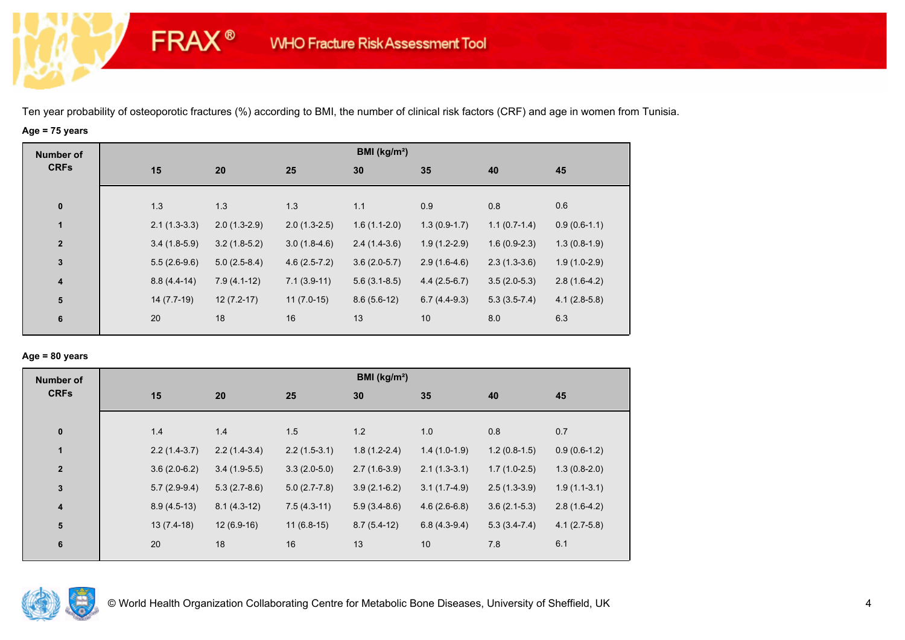FRAX® WHO Fracture Risk Assessment Tool

Ten year probability of osteoporotic fractures (%) according to BMI, the number of clinical risk factors (CRF) and age in women from Tunisia.

**Age = 75 years**

| Number of CRFs | BMI (kg/m²) | | | | | | |
|---|---|---|---|---|---|---|---|
| | **15** | **20** | **25** | **30** | **35** | **40** | **45** |
| **0** | 1.3 | 1.3 | 1.3 | 1.1 | 0.9 | 0.8 | 0.6 |
| **1** | 2.1 (1.3-3.3) | 2.0 (1.3-2.9) | 2.0 (1.3-2.5) | 1.6 (1.1-2.0) | 1.3 (0.9-1.7) | 1.1 (0.7-1.4) | 0.9 (0.6-1.1) |
| **2** | 3.4 (1.8-5.9) | 3.2 (1.8-5.2) | 3.0 (1.8-4.6) | 2.4 (1.4-3.6) | 1.9 (1.2-2.9) | 1.6 (0.9-2.3) | 1.3 (0.8-1.9) |
| **3** | 5.5 (2.6-9.6) | 5.0 (2.5-8.4) | 4.6 (2.5-7.2) | 3.6 (2.0-5.7) | 2.9 (1.6-4.6) | 2.3 (1.3-3.6) | 1.9 (1.0-2.9) |
| **4** | 8.8 (4.4-14) | 7.9 (4.1-12) | 7.1 (3.9-11) | 5.6 (3.1-8.5) | 4.4 (2.5-6.7) | 3.5 (2.0-5.3) | 2.8 (1.6-4.2) |
| **5** | 14 (7.7-19) | 12 (7.2-17) | 11 (7.0-15) | 8.6 (5.6-12) | 6.7 (4.4-9.3) | 5.3 (3.5-7.4) | 4.1 (2.8-5.8) |
| **6** | 20 | 18 | 16 | 13 | 10 | 8.0 | 6.3 |

**Age = 80 years**

| Number of CRFs | BMI (kg/m²) | | | | | | |
|---|---|---|---|---|---|---|---|
| | **15** | **20** | **25** | **30** | **35** | **40** | **45** |
| **0** | 1.4 | 1.4 | 1.5 | 1.2 | 1.0 | 0.8 | 0.7 |
| **1** | 2.2 (1.4-3.7) | 2.2 (1.4-3.4) | 2.2 (1.5-3.1) | 1.8 (1.2-2.4) | 1.4 (1.0-1.9) | 1.2 (0.8-1.5) | 0.9 (0.6-1.2) |
| **2** | 3.6 (2.0-6.2) | 3.4 (1.9-5.5) | 3.3 (2.0-5.0) | 2.7 (1.6-3.9) | 2.1 (1.3-3.1) | 1.7 (1.0-2.5) | 1.3 (0.8-2.0) |
| **3** | 5.7 (2.9-9.4) | 5.3 (2.7-8.6) | 5.0 (2.7-7.8) | 3.9 (2.1-6.2) | 3.1 (1.7-4.9) | 2.5 (1.3-3.9) | 1.9 (1.1-3.1) |
| **4** | 8.9 (4.5-13) | 8.1 (4.3-12) | 7.5 (4.3-11) | 5.9 (3.4-8.6) | 4.6 (2.6-6.8) | 3.6 (2.1-5.3) | 2.8 (1.6-4.2) |
| **5** | 13 (7.4-18) | 12 (6.9-16) | 11 (6.8-15) | 8.7 (5.4-12) | 6.8 (4.3-9.4) | 5.3 (3.4-7.4) | 4.1 (2.7-5.8) |
| **6** | 20 | 18 | 16 | 13 | 10 | 7.8 | 6.1 |

© World Health Organization Collaborating Centre for Metabolic Bone Diseases, University of Sheffield, UK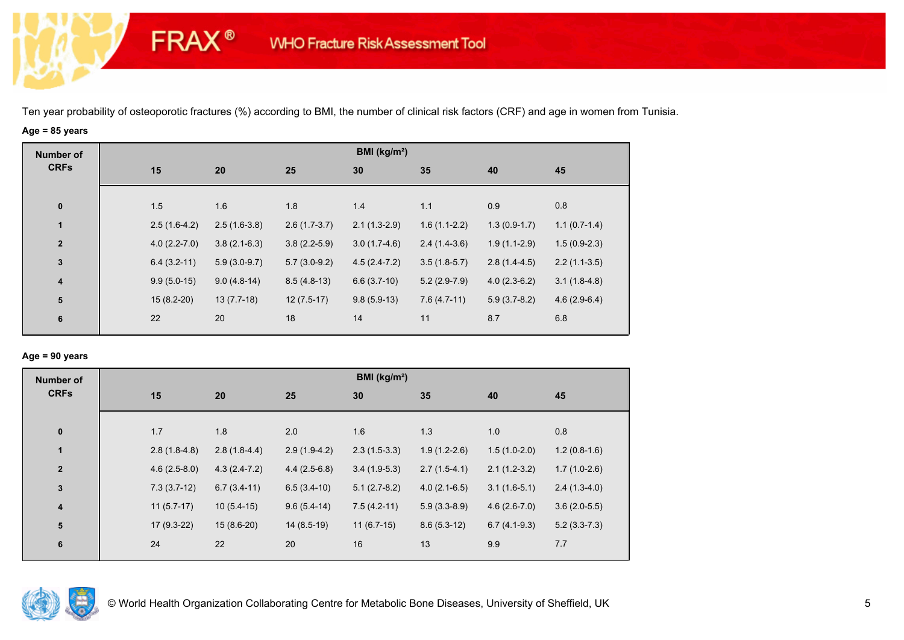FRAX® WHO Fracture Risk Assessment Tool

Ten year probability of osteoporotic fractures (%) according to BMI, the number of clinical risk factors (CRF) and age in women from Tunisia.

**Age = 85 years**

| Number of CRFs | BMI (kg/m²) | | | | | | |
|---|---|---|---|---|---|---|---|
| | 15 | 20 | 25 | 30 | 35 | 40 | 45 |
| 0 | 1.5 | 1.6 | 1.8 | 1.4 | 1.1 | 0.9 | 0.8 |
| 1 | 2.5 (1.6-4.2) | 2.5 (1.6-3.8) | 2.6 (1.7-3.7) | 2.1 (1.3-2.9) | 1.6 (1.1-2.2) | 1.3 (0.9-1.7) | 1.1 (0.7-1.4) |
| 2 | 4.0 (2.2-7.0) | 3.8 (2.1-6.3) | 3.8 (2.2-5.9) | 3.0 (1.7-4.6) | 2.4 (1.4-3.6) | 1.9 (1.1-2.9) | 1.5 (0.9-2.3) |
| 3 | 6.4 (3.2-11) | 5.9 (3.0-9.7) | 5.7 (3.0-9.2) | 4.5 (2.4-7.2) | 3.5 (1.8-5.7) | 2.8 (1.4-4.5) | 2.2 (1.1-3.5) |
| 4 | 9.9 (5.0-15) | 9.0 (4.8-14) | 8.5 (4.8-13) | 6.6 (3.7-10) | 5.2 (2.9-7.9) | 4.0 (2.3-6.2) | 3.1 (1.8-4.8) |
| 5 | 15 (8.2-20) | 13 (7.7-18) | 12 (7.5-17) | 9.8 (5.9-13) | 7.6 (4.7-11) | 5.9 (3.7-8.2) | 4.6 (2.9-6.4) |
| 6 | 22 | 20 | 18 | 14 | 11 | 8.7 | 6.8 |

**Age = 90 years**

| Number of CRFs | BMI (kg/m²) | | | | | | |
|---|---|---|---|---|---|---|---|
| | 15 | 20 | 25 | 30 | 35 | 40 | 45 |
| 0 | 1.7 | 1.8 | 2.0 | 1.6 | 1.3 | 1.0 | 0.8 |
| 1 | 2.8 (1.8-4.8) | 2.8 (1.8-4.4) | 2.9 (1.9-4.2) | 2.3 (1.5-3.3) | 1.9 (1.2-2.6) | 1.5 (1.0-2.0) | 1.2 (0.8-1.6) |
| 2 | 4.6 (2.5-8.0) | 4.3 (2.4-7.2) | 4.4 (2.5-6.8) | 3.4 (1.9-5.3) | 2.7 (1.5-4.1) | 2.1 (1.2-3.2) | 1.7 (1.0-2.6) |
| 3 | 7.3 (3.7-12) | 6.7 (3.4-11) | 6.5 (3.4-10) | 5.1 (2.7-8.2) | 4.0 (2.1-6.5) | 3.1 (1.6-5.1) | 2.4 (1.3-4.0) |
| 4 | 11 (5.7-17) | 10 (5.4-15) | 9.6 (5.4-14) | 7.5 (4.2-11) | 5.9 (3.3-8.9) | 4.6 (2.6-7.0) | 3.6 (2.0-5.5) |
| 5 | 17 (9.3-22) | 15 (8.6-20) | 14 (8.5-19) | 11 (6.7-15) | 8.6 (5.3-12) | 6.7 (4.1-9.3) | 5.2 (3.3-7.3) |
| 6 | 24 | 22 | 20 | 16 | 13 | 9.9 | 7.7 |

© World Health Organization Collaborating Centre for Metabolic Bone Diseases, University of Sheffield, UK